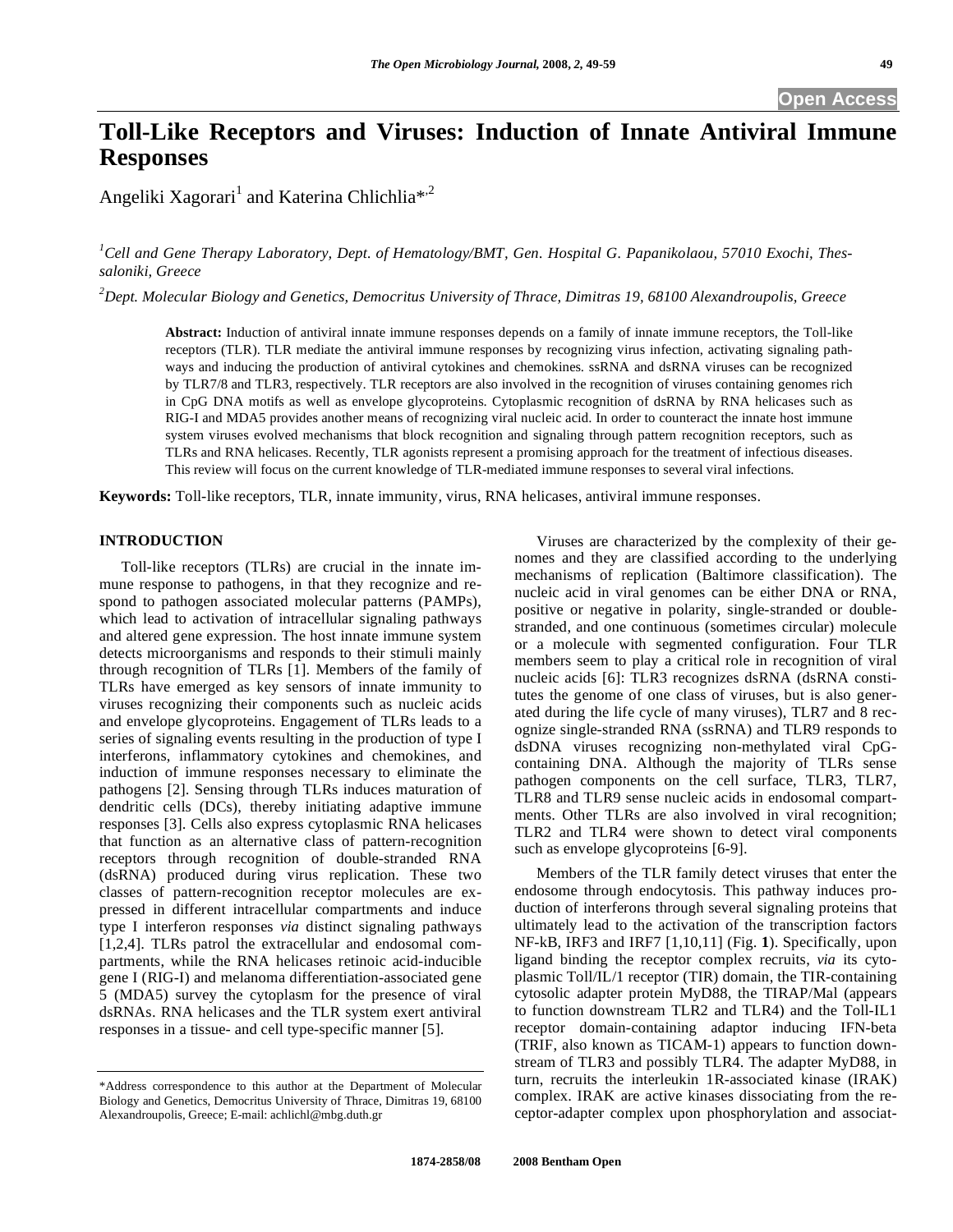Open Access

# Toll-Like Receptors and Viruses: Induction of Innate Antiviral Immune Responses

Angeliki Xagorari[1] and Katerina Chlichlia*[,2]

[1]Cell and Gene Therapy Laboratory, Dept. of Hematology/BMT, Gen. Hospital G. Papanikolaou, 57010 Exochi, Thessaloniki, Greece

[2]Dept. Molecular Biology and Genetics, Democritus University of Thrace, Dimitras 19, 68100 Alexandroupolis, Greece

**Abstract:** Induction of antiviral innate immune responses depends on a family of innate immune receptors, the Toll-like receptors (TLR). TLR mediate the antiviral immune responses by recognizing virus infection, activating signaling pathways and inducing the production of antiviral cytokines and chemokines. ssRNA and dsRNA viruses can be recognized by TLR7/8 and TLR3, respectively. TLR receptors are also involved in the recognition of viruses containing genomes rich in CpG DNA motifs as well as envelope glycoproteins. Cytoplasmic recognition of dsRNA by RNA helicases such as RIG-I and MDA5 provides another means of recognizing viral nucleic acid. In order to counteract the innate host immune system viruses evolved mechanisms that block recognition and signaling through pattern recognition receptors, such as TLRs and RNA helicases. Recently, TLR agonists represent a promising approach for the treatment of infectious diseases. This review will focus on the current knowledge of TLR-mediated immune responses to several viral infections.

**Keywords:** Toll-like receptors, TLR, innate immunity, virus, RNA helicases, antiviral immune responses.

## INTRODUCTION

Toll-like receptors (TLRs) are crucial in the innate immune response to pathogens, in that they recognize and respond to pathogen associated molecular patterns (PAMPs), which lead to activation of intracellular signaling pathways and altered gene expression. The host innate immune system detects microorganisms and responds to their stimuli mainly through recognition of TLRs [1]. Members of the family of TLRs have emerged as key sensors of innate immunity to viruses recognizing their components such as nucleic acids and envelope glycoproteins. Engagement of TLRs leads to a series of signaling events resulting in the production of type I interferons, inflammatory cytokines and chemokines, and induction of immune responses necessary to eliminate the pathogens [2]. Sensing through TLRs induces maturation of dendritic cells (DCs), thereby initiating adaptive immune responses [3]. Cells also express cytoplasmic RNA helicases that function as an alternative class of pattern-recognition receptors through recognition of double-stranded RNA (dsRNA) produced during virus replication. These two classes of pattern-recognition receptor molecules are expressed in different intracellular compartments and induce type I interferon responses *via* distinct signaling pathways [1,2,4]. TLRs patrol the extracellular and endosomal compartments, while the RNA helicases retinoic acid-inducible gene I (RIG-I) and melanoma differentiation-associated gene 5 (MDA5) survey the cytoplasm for the presence of viral dsRNAs. RNA helicases and the TLR system exert antiviral responses in a tissue- and cell type-specific manner [5].

Viruses are characterized by the complexity of their genomes and they are classified according to the underlying mechanisms of replication (Baltimore classification). The nucleic acid in viral genomes can be either DNA or RNA, positive or negative in polarity, single-stranded or double-stranded, and one continuous (sometimes circular) molecule or a molecule with segmented configuration. Four TLR members seem to play a critical role in recognition of viral nucleic acids [6]: TLR3 recognizes dsRNA (dsRNA constitutes the genome of one class of viruses, but is also generated during the life cycle of many viruses), TLR7 and 8 recognize single-stranded RNA (ssRNA) and TLR9 responds to dsDNA viruses recognizing non-methylated viral CpG-containing DNA. Although the majority of TLRs sense pathogen components on the cell surface, TLR3, TLR7, TLR8 and TLR9 sense nucleic acids in endosomal compartments. Other TLRs are also involved in viral recognition; TLR2 and TLR4 were shown to detect viral components such as envelope glycoproteins [6-9].

Members of the TLR family detect viruses that enter the endosome through endocytosis. This pathway induces production of interferons through several signaling proteins that ultimately lead to the activation of the transcription factors NF-kB, IRF3 and IRF7 [1,10,11] (Fig. **1**). Specifically, upon ligand binding the receptor complex recruits, *via* its cytoplasmic Toll/IL/1 receptor (TIR) domain, the TIR-containing cytosolic adapter protein MyD88, the TIRAP/Mal (appears to function downstream TLR2 and TLR4) and the Toll-IL1 receptor domain-containing adaptor inducing IFN-beta (TRIF, also known as TICAM-1) appears to function downstream of TLR3 and possibly TLR4. The adapter MyD88, in turn, recruits the interleukin 1R-associated kinase (IRAK) complex. IRAK are active kinases dissociating from the receptor-adapter complex upon phosphorylation and associat-

*Address correspondence to this author at the Department of Molecular Biology and Genetics, Democritus University of Thrace, Dimitras 19, 68100 Alexandroupolis, Greece; E-mail: achlichl@mbg.duth.gr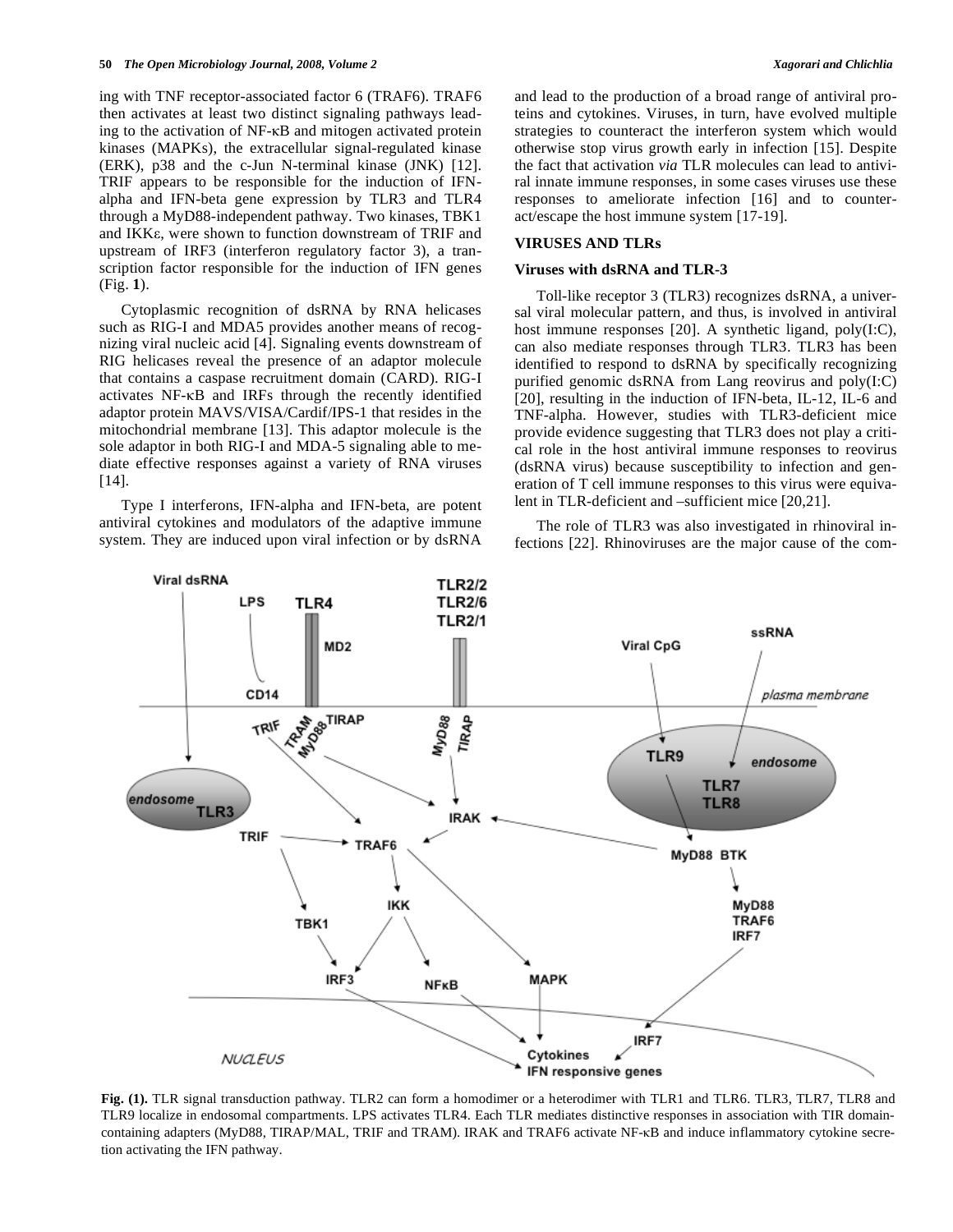ing with TNF receptor-associated factor 6 (TRAF6). TRAF6 then activates at least two distinct signaling pathways leading to the activation of NF-κB and mitogen activated protein kinases (MAPKs), the extracellular signal-regulated kinase (ERK), p38 and the c-Jun N-terminal kinase (JNK) [12]. TRIF appears to be responsible for the induction of IFN-alpha and IFN-beta gene expression by TLR3 and TLR4 through a MyD88-independent pathway. Two kinases, TBK1 and IKKε, were shown to function downstream of TRIF and upstream of IRF3 (interferon regulatory factor 3), a transcription factor responsible for the induction of IFN genes (Fig. **1**).

Cytoplasmic recognition of dsRNA by RNA helicases such as RIG-I and MDA5 provides another means of recognizing viral nucleic acid [4]. Signaling events downstream of RIG helicases reveal the presence of an adaptor molecule that contains a caspase recruitment domain (CARD). RIG-I activates NF-κB and IRFs through the recently identified adaptor protein MAVS/VISA/Cardif/IPS-1 that resides in the mitochondrial membrane [13]. This adaptor molecule is the sole adaptor in both RIG-I and MDA-5 signaling able to mediate effective responses against a variety of RNA viruses [14].

Type I interferons, IFN-alpha and IFN-beta, are potent antiviral cytokines and modulators of the adaptive immune system. They are induced upon viral infection or by dsRNA and lead to the production of a broad range of antiviral proteins and cytokines. Viruses, in turn, have evolved multiple strategies to counteract the interferon system which would otherwise stop virus growth early in infection [15]. Despite the fact that activation *via* TLR molecules can lead to antiviral innate immune responses, in some cases viruses use these responses to ameliorate infection [16] and to counteract/escape the host immune system [17-19].

## VIRUSES AND TLRs

### Viruses with dsRNA and TLR-3

Toll-like receptor 3 (TLR3) recognizes dsRNA, a universal viral molecular pattern, and thus, is involved in antiviral host immune responses [20]. A synthetic ligand, poly(I:C), can also mediate responses through TLR3. TLR3 has been identified to respond to dsRNA by specifically recognizing purified genomic dsRNA from Lang reovirus and poly(I:C) [20], resulting in the induction of IFN-beta, IL-12, IL-6 and TNF-alpha. However, studies with TLR3-deficient mice provide evidence suggesting that TLR3 does not play a critical role in the host antiviral immune responses to reovirus (dsRNA virus) because susceptibility to infection and generation of T cell immune responses to this virus were equivalent in TLR-deficient and –sufficient mice [20,21].

The role of TLR3 was also investigated in rhinoviral infections [22]. Rhinoviruses are the major cause of the com-

**Fig. (1).** TLR signal transduction pathway. TLR2 can form a homodimer or a heterodimer with TLR1 and TLR6. TLR3, TLR7, TLR8 and TLR9 localize in endosomal compartments. LPS activates TLR4. Each TLR mediates distinctive responses in association with TIR domain-containing adapters (MyD88, TIRAP/MAL, TRIF and TRAM). IRAK and TRAF6 activate NF-κB and induce inflammatory cytokine secretion activating the IFN pathway.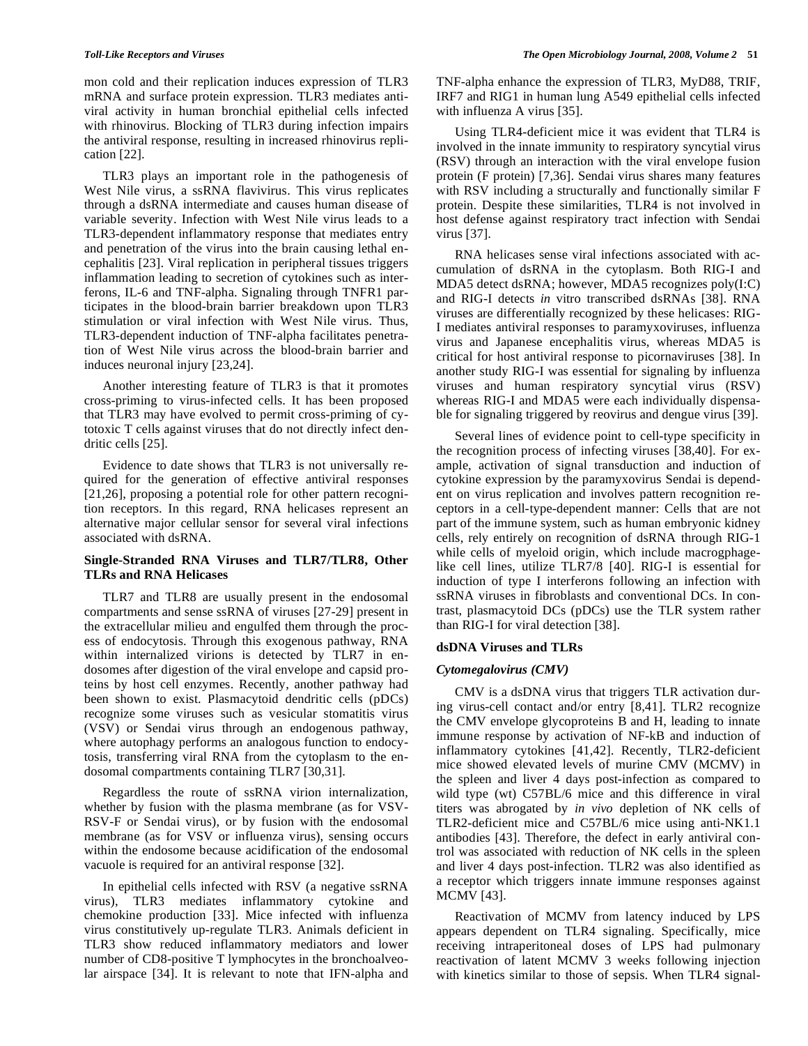mon cold and their replication induces expression of TLR3 mRNA and surface protein expression. TLR3 mediates antiviral activity in human bronchial epithelial cells infected with rhinovirus. Blocking of TLR3 during infection impairs the antiviral response, resulting in increased rhinovirus replication [22].

TLR3 plays an important role in the pathogenesis of West Nile virus, a ssRNA flavivirus. This virus replicates through a dsRNA intermediate and causes human disease of variable severity. Infection with West Nile virus leads to a TLR3-dependent inflammatory response that mediates entry and penetration of the virus into the brain causing lethal encephalitis [23]. Viral replication in peripheral tissues triggers inflammation leading to secretion of cytokines such as interferons, IL-6 and TNF-alpha. Signaling through TNFR1 participates in the blood-brain barrier breakdown upon TLR3 stimulation or viral infection with West Nile virus. Thus, TLR3-dependent induction of TNF-alpha facilitates penetration of West Nile virus across the blood-brain barrier and induces neuronal injury [23,24].

Another interesting feature of TLR3 is that it promotes cross-priming to virus-infected cells. It has been proposed that TLR3 may have evolved to permit cross-priming of cytotoxic T cells against viruses that do not directly infect dendritic cells [25].

Evidence to date shows that TLR3 is not universally required for the generation of effective antiviral responses [21,26], proposing a potential role for other pattern recognition receptors. In this regard, RNA helicases represent an alternative major cellular sensor for several viral infections associated with dsRNA.

### Single-Stranded RNA Viruses and TLR7/TLR8, Other TLRs and RNA Helicases

TLR7 and TLR8 are usually present in the endosomal compartments and sense ssRNA of viruses [27-29] present in the extracellular milieu and engulfed them through the process of endocytosis. Through this exogenous pathway, RNA within internalized virions is detected by TLR7 in endosomes after digestion of the viral envelope and capsid proteins by host cell enzymes. Recently, another pathway had been shown to exist. Plasmacytoid dendritic cells (pDCs) recognize some viruses such as vesicular stomatitis virus (VSV) or Sendai virus through an endogenous pathway, where autophagy performs an analogous function to endocytosis, transferring viral RNA from the cytoplasm to the endosomal compartments containing TLR7 [30,31].

Regardless the route of ssRNA virion internalization, whether by fusion with the plasma membrane (as for VSV-RSV-F or Sendai virus), or by fusion with the endosomal membrane (as for VSV or influenza virus), sensing occurs within the endosome because acidification of the endosomal vacuole is required for an antiviral response [32].

In epithelial cells infected with RSV (a negative ssRNA virus), TLR3 mediates inflammatory cytokine and chemokine production [33]. Mice infected with influenza virus constitutively up-regulate TLR3. Animals deficient in TLR3 show reduced inflammatory mediators and lower number of CD8-positive T lymphocytes in the bronchoalveolar airspace [34]. It is relevant to note that IFN-alpha and TNF-alpha enhance the expression of TLR3, MyD88, TRIF, IRF7 and RIG1 in human lung A549 epithelial cells infected with influenza A virus [35].

Using TLR4-deficient mice it was evident that TLR4 is involved in the innate immunity to respiratory syncytial virus (RSV) through an interaction with the viral envelope fusion protein (F protein) [7,36]. Sendai virus shares many features with RSV including a structurally and functionally similar F protein. Despite these similarities, TLR4 is not involved in host defense against respiratory tract infection with Sendai virus [37].

RNA helicases sense viral infections associated with accumulation of dsRNA in the cytoplasm. Both RIG-I and MDA5 detect dsRNA; however, MDA5 recognizes poly(I:C) and RIG-I detects *in* vitro transcribed dsRNAs [38]. RNA viruses are differentially recognized by these helicases: RIG-I mediates antiviral responses to paramyxoviruses, influenza virus and Japanese encephalitis virus, whereas MDA5 is critical for host antiviral response to picornaviruses [38]. In another study RIG-I was essential for signaling by influenza viruses and human respiratory syncytial virus (RSV) whereas RIG-I and MDA5 were each individually dispensable for signaling triggered by reovirus and dengue virus [39].

Several lines of evidence point to cell-type specificity in the recognition process of infecting viruses [38,40]. For example, activation of signal transduction and induction of cytokine expression by the paramyxovirus Sendai is dependent on virus replication and involves pattern recognition receptors in a cell-type-dependent manner: Cells that are not part of the immune system, such as human embryonic kidney cells, rely entirely on recognition of dsRNA through RIG-1 while cells of myeloid origin, which include macrogphage-like cell lines, utilize TLR7/8 [40]. RIG-I is essential for induction of type I interferons following an infection with ssRNA viruses in fibroblasts and conventional DCs. In contrast, plasmacytoid DCs (pDCs) use the TLR system rather than RIG-I for viral detection [38].

### dsDNA Viruses and TLRs

#### *Cytomegalovirus (CMV)*

CMV is a dsDNA virus that triggers TLR activation during virus-cell contact and/or entry [8,41]. TLR2 recognize the CMV envelope glycoproteins B and H, leading to innate immune response by activation of NF-kB and induction of inflammatory cytokines [41,42]. Recently, TLR2-deficient mice showed elevated levels of murine CMV (MCMV) in the spleen and liver 4 days post-infection as compared to wild type (wt) C57BL/6 mice and this difference in viral titers was abrogated by *in vivo* depletion of NK cells of TLR2-deficient mice and C57BL/6 mice using anti-NK1.1 antibodies [43]. Therefore, the defect in early antiviral control was associated with reduction of NK cells in the spleen and liver 4 days post-infection. TLR2 was also identified as a receptor which triggers innate immune responses against MCMV [43].

Reactivation of MCMV from latency induced by LPS appears dependent on TLR4 signaling. Specifically, mice receiving intraperitoneal doses of LPS had pulmonary reactivation of latent MCMV 3 weeks following injection with kinetics similar to those of sepsis. When TLR4 signal-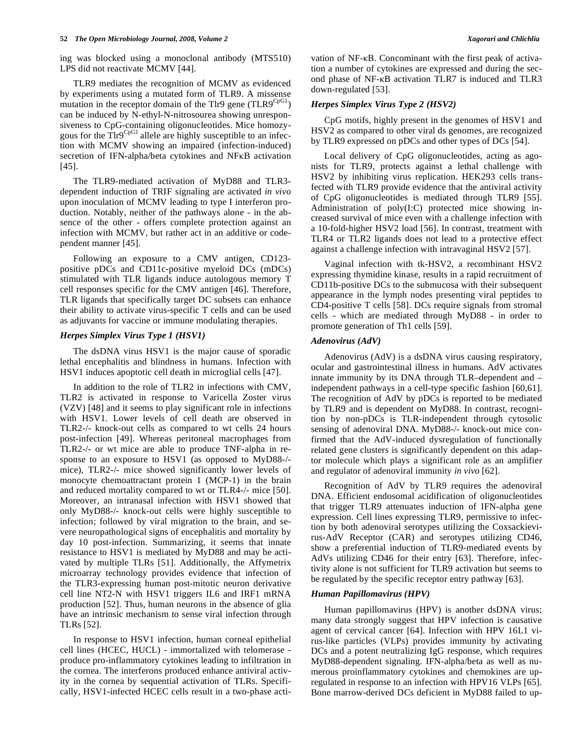ing was blocked using a monoclonal antibody (MTS510) LPS did not reactivate MCMV [44].

TLR9 mediates the recognition of MCMV as evidenced by experiments using a mutated form of TLR9. A missense mutation in the receptor domain of the Tlr9 gene ($TLR9^{CpG1}$) can be induced by N-ethyl-N-nitrosourea showing unresponsiveness to CpG-containing oligonucleotides. Mice homozygous for the $Tlr9^{CpG1}$ allele are highly susceptible to an infection with MCMV showing an impaired (infection-induced) secretion of IFN-alpha/beta cytokines and NFκB activation [45].

The TLR9-mediated activation of MyD88 and TLR3-dependent induction of TRIF signaling are activated *in vivo* upon inoculation of MCMV leading to type I interferon production. Notably, neither of the pathways alone - in the absence of the other - offers complete protection against an infection with MCMV, but rather act in an additive or codependent manner [45].

Following an exposure to a CMV antigen, CD123-positive pDCs and CD11c-positive myeloid DCs (mDCs) stimulated with TLR ligands induce autologous memory T cell responses specific for the CMV antigen [46]. Therefore, TLR ligands that specifically target DC subsets can enhance their ability to activate virus-specific T cells and can be used as adjuvants for vaccine or immune modulating therapies.

### *Herpes Simplex Virus Type 1 (HSV1)*

The dsDNA virus HSV1 is the major cause of sporadic lethal encephalitis and blindness in humans. Infection with HSV1 induces apoptotic cell death in microglial cells [47].

In addition to the role of TLR2 in infections with CMV, TLR2 is activated in response to Varicella Zoster virus (VZV) [48] and it seems to play significant role in infections with HSV1. Lower levels of cell death are observed in TLR2-/- knock-out cells as compared to wt cells 24 hours post-infection [49]. Whereas peritoneal macrophages from TLR2-/- or wt mice are able to produce TNF-alpha in response to an exposure to HSV1 (as opposed to MyD88-/- mice), TLR2-/- mice showed significantly lower levels of monocyte chemoattractant protein 1 (MCP-1) in the brain and reduced mortality compared to wt or TLR4-/- mice [50]. Moreover, an intranasal infection with HSV1 showed that only MyD88-/- knock-out cells were highly susceptible to infection; followed by viral migration to the brain, and severe neuropathological signs of encephalitis and mortality by day 10 post-infection. Summarizing, it seems that innate resistance to HSV1 is mediated by MyD88 and may be activated by multiple TLRs [51]. Additionally, the Affymetrix microarray technology provides evidence that infection of the TLR3-expressing human post-mitotic neuron derivative cell line NT2-N with HSV1 triggers IL6 and IRF1 mRNA production [52]. Thus, human neurons in the absence of glia have an intrinsic mechanism to sense viral infection through TLRs [52].

In response to HSV1 infection, human corneal epithelial cell lines (HCEC, HUCL) - immortalized with telomerase - produce pro-inflammatory cytokines leading to infiltration in the cornea. The interferons produced enhance antiviral activity in the cornea by sequential activation of TLRs. Specifically, HSV1-infected HCEC cells result in a two-phase activation of NF-κB. Concominant with the first peak of activation a number of cytokines are expressed and during the second phase of NF-κB activation TLR7 is induced and TLR3 down-regulated [53].

### *Herpes Simplex Virus Type 2 (HSV2)*

CpG motifs, highly present in the genomes of HSV1 and HSV2 as compared to other viral ds genomes, are recognized by TLR9 expressed on pDCs and other types of DCs [54].

Local delivery of CpG oligonucleotides, acting as agonists for TLR9, protects against a lethal challenge with HSV2 by inhibiting virus replication. HEK293 cells transfected with TLR9 provide evidence that the antiviral activity of CpG oligonucleotides is mediated through TLR9 [55]. Administration of poly(I:C) protected mice showing increased survival of mice even with a challenge infection with a 10-fold-higher HSV2 load [56]. In contrast, treatment with TLR4 or TLR2 ligands does not lead to a protective effect against a challenge infection with intravaginal HSV2 [57].

Vaginal infection with tk-HSV2, a recombinant HSV2 expressing thymidine kinase, results in a rapid recruitment of CD11b-positive DCs to the submucosa with their subsequent appearance in the lymph nodes presenting viral peptides to CD4-positive T cells [58]. DCs require signals from stromal cells - which are mediated through MyD88 - in order to promote generation of Th1 cells [59].

### *Adenovirus (AdV)*

Adenovirus (AdV) is a dsDNA virus causing respiratory, ocular and gastrointestinal illness in humans. AdV activates innate immunity by its DNA through TLR–dependent and –independent pathways in a cell-type specific fashion [60,61]. The recognition of AdV by pDCs is reported to be mediated by TLR9 and is dependent on MyD88. In contrast, recognition by non-pDCs is TLR-independent through cytosolic sensing of adenoviral DNA. MyD88-/- knock-out mice confirmed that the AdV-induced dysregulation of functionally related gene clusters is significantly dependent on this adaptor molecule which plays a significant role as an amplifier and regulator of adenoviral immunity *in vivo* [62].

Recognition of AdV by TLR9 requires the adenoviral DNA. Efficient endosomal acidification of oligonucleotides that trigger TLR9 attenuates induction of IFN-alpha gene expression. Cell lines expressing TLR9, permissive to infection by both adenoviral serotypes utilizing the Coxsackievirus-AdV Receptor (CAR) and serotypes utilizing CD46, show a preferential induction of TLR9-mediated events by AdVs utilizing CD46 for their entry [63]. Therefore, infectivity alone is not sufficient for TLR9 activation but seems to be regulated by the specific receptor entry pathway [63].

### *Human Papillomavirus (HPV)*

Human papillomavirus (HPV) is another dsDNA virus; many data strongly suggest that HPV infection is causative agent of cervical cancer [64]. Infection with HPV 16L1 virus-like particles (VLPs) provides immunity by activating DCs and a potent neutralizing IgG response, which requires MyD88-dependent signaling. IFN-alpha/beta as well as numerous proinflammatory cytokines and chemokines are upregulated in response to an infection with HPV16 VLPs [65]. Bone marrow-derived DCs deficient in MyD88 failed to up-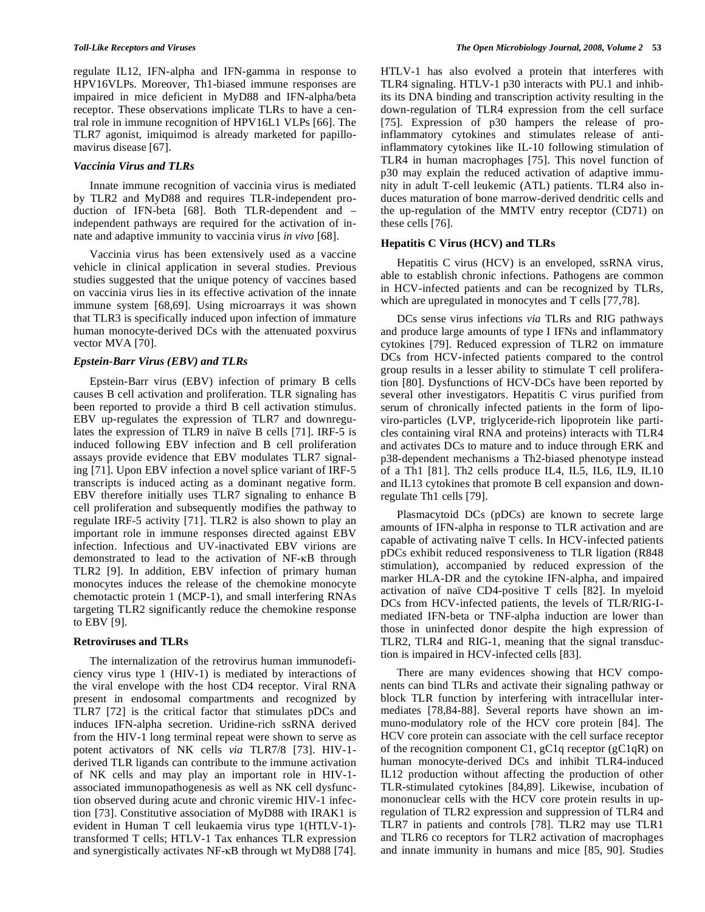regulate IL12, IFN-alpha and IFN-gamma in response to HPV16VLPs. Moreover, Th1-biased immune responses are impaired in mice deficient in MyD88 and IFN-alpha/beta receptor. These observations implicate TLRs to have a central role in immune recognition of HPV16L1 VLPs [66]. The TLR7 agonist, imiquimod is already marketed for papillomavirus disease [67].

### *Vaccinia Virus and TLRs*

Innate immune recognition of vaccinia virus is mediated by TLR2 and MyD88 and requires TLR-independent production of IFN-beta [68]. Both TLR-dependent and –independent pathways are required for the activation of innate and adaptive immunity to vaccinia virus *in vivo* [68].

Vaccinia virus has been extensively used as a vaccine vehicle in clinical application in several studies. Previous studies suggested that the unique potency of vaccines based on vaccinia virus lies in its effective activation of the innate immune system [68,69]. Using microarrays it was shown that TLR3 is specifically induced upon infection of immature human monocyte-derived DCs with the attenuated poxvirus vector MVA [70].

### *Epstein-Barr Virus (EBV) and TLRs*

Epstein-Barr virus (EBV) infection of primary B cells causes B cell activation and proliferation. TLR signaling has been reported to provide a third B cell activation stimulus. EBV up-regulates the expression of TLR7 and downregulates the expression of TLR9 in naïve B cells [71]. IRF-5 is induced following EBV infection and B cell proliferation assays provide evidence that EBV modulates TLR7 signaling [71]. Upon EBV infection a novel splice variant of IRF-5 transcripts is induced acting as a dominant negative form. EBV therefore initially uses TLR7 signaling to enhance B cell proliferation and subsequently modifies the pathway to regulate IRF-5 activity [71]. TLR2 is also shown to play an important role in immune responses directed against EBV infection. Infectious and UV-inactivated EBV virions are demonstrated to lead to the activation of NF-κB through TLR2 [9]. In addition, EBV infection of primary human monocytes induces the release of the chemokine monocyte chemotactic protein 1 (MCP-1), and small interfering RNAs targeting TLR2 significantly reduce the chemokine response to EBV [9].

### **Retroviruses and TLRs**

The internalization of the retrovirus human immunodeficiency virus type 1 (HIV-1) is mediated by interactions of the viral envelope with the host CD4 receptor. Viral RNA present in endosomal compartments and recognized by TLR7 [72] is the critical factor that stimulates pDCs and induces IFN-alpha secretion. Uridine-rich ssRNA derived from the HIV-1 long terminal repeat were shown to serve as potent activators of NK cells *via* TLR7/8 [73]. HIV-1-derived TLR ligands can contribute to the immune activation of NK cells and may play an important role in HIV-1-associated immunopathogenesis as well as NK cell dysfunction observed during acute and chronic viremic HIV-1 infection [73]. Constitutive association of MyD88 with IRAK1 is evident in Human T cell leukaemia virus type 1(HTLV-1)-transformed T cells; HTLV-1 Tax enhances TLR expression and synergistically activates NF-κB through wt MyD88 [74]. HTLV-1 has also evolved a protein that interferes with TLR4 signaling. HTLV-1 p30 interacts with PU.1 and inhibits its DNA binding and transcription activity resulting in the down-regulation of TLR4 expression from the cell surface [75]. Expression of p30 hampers the release of pro-inflammatory cytokines and stimulates release of anti-inflammatory cytokines like IL-10 following stimulation of TLR4 in human macrophages [75]. This novel function of p30 may explain the reduced activation of adaptive immunity in adult T-cell leukemic (ATL) patients. TLR4 also induces maturation of bone marrow-derived dendritic cells and the up-regulation of the MMTV entry receptor (CD71) on these cells [76].

### **Hepatitis C Virus (HCV) and TLRs**

Hepatitis C virus (HCV) is an enveloped, ssRNA virus, able to establish chronic infections. Pathogens are common in HCV-infected patients and can be recognized by TLRs, which are upregulated in monocytes and T cells [77,78].

DCs sense virus infections *via* TLRs and RIG pathways and produce large amounts of type I IFNs and inflammatory cytokines [79]. Reduced expression of TLR2 on immature DCs from HCV-infected patients compared to the control group results in a lesser ability to stimulate T cell proliferation [80]. Dysfunctions of HCV-DCs have been reported by several other investigators. Hepatitis C virus purified from serum of chronically infected patients in the form of lipo-viro-particles (LVP, triglyceride-rich lipoprotein like particles containing viral RNA and proteins) interacts with TLR4 and activates DCs to mature and to induce through ERK and p38-dependent mechanisms a Th2-biased phenotype instead of a Th1 [81]. Th2 cells produce IL4, IL5, IL6, IL9, IL10 and IL13 cytokines that promote B cell expansion and down-regulate Th1 cells [79].

Plasmacytoid DCs (pDCs) are known to secrete large amounts of IFN-alpha in response to TLR activation and are capable of activating naïve T cells. In HCV-infected patients pDCs exhibit reduced responsiveness to TLR ligation (R848 stimulation), accompanied by reduced expression of the marker HLA-DR and the cytokine IFN-alpha, and impaired activation of naïve CD4-positive T cells [82]. In myeloid DCs from HCV-infected patients, the levels of TLR/RIG-I-mediated IFN-beta or TNF-alpha induction are lower than those in uninfected donor despite the high expression of TLR2, TLR4 and RIG-1, meaning that the signal transduction is impaired in HCV-infected cells [83].

There are many evidences showing that HCV components can bind TLRs and activate their signaling pathway or block TLR function by interfering with intracellular intermediates [78,84-88]. Several reports have shown an immuno-modulatory role of the HCV core protein [84]. The HCV core protein can associate with the cell surface receptor of the recognition component C1, gC1q receptor (gC1qR) on human monocyte-derived DCs and inhibit TLR4-induced IL12 production without affecting the production of other TLR-stimulated cytokines [84,89]. Likewise, incubation of mononuclear cells with the HCV core protein results in up-regulation of TLR2 expression and suppression of TLR4 and TLR7 in patients and controls [78]. TLR2 may use TLR1 and TLR6 co receptors for TLR2 activation of macrophages and innate immunity in humans and mice [85, 90]. Studies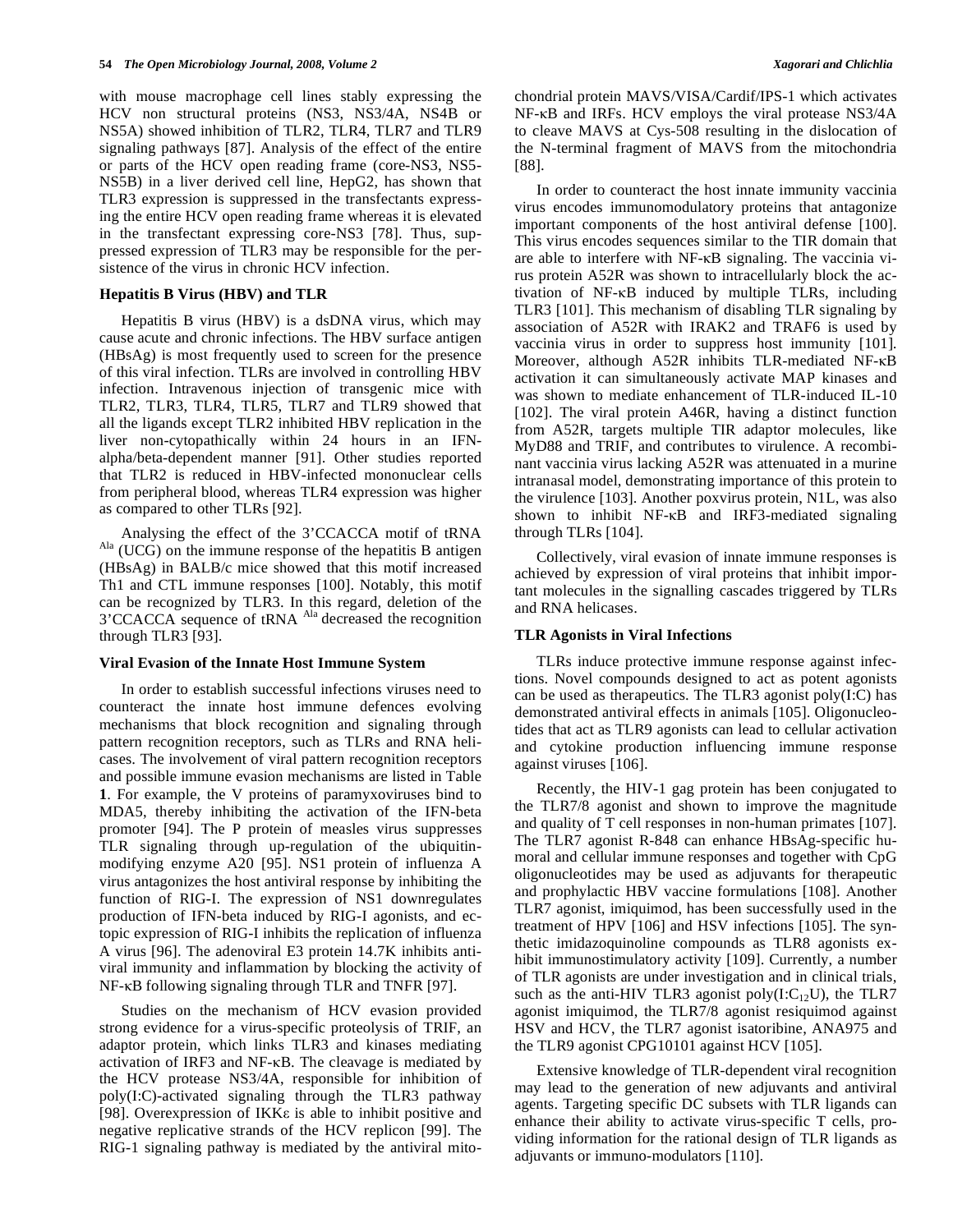with mouse macrophage cell lines stably expressing the HCV non structural proteins (NS3, NS3/4A, NS4B or NS5A) showed inhibition of TLR2, TLR4, TLR7 and TLR9 signaling pathways [87]. Analysis of the effect of the entire or parts of the HCV open reading frame (core-NS3, NS5-NS5B) in a liver derived cell line, HepG2, has shown that TLR3 expression is suppressed in the transfectants expressing the entire HCV open reading frame whereas it is elevated in the transfectant expressing core-NS3 [78]. Thus, suppressed expression of TLR3 may be responsible for the persistence of the virus in chronic HCV infection.

### Hepatitis B Virus (HBV) and TLR

Hepatitis B virus (HBV) is a dsDNA virus, which may cause acute and chronic infections. The HBV surface antigen (HBsAg) is most frequently used to screen for the presence of this viral infection. TLRs are involved in controlling HBV infection. Intravenous injection of transgenic mice with TLR2, TLR3, TLR4, TLR5, TLR7 and TLR9 showed that all the ligands except TLR2 inhibited HBV replication in the liver non-cytopathically within 24 hours in an IFN-alpha/beta-dependent manner [91]. Other studies reported that TLR2 is reduced in HBV-infected mononuclear cells from peripheral blood, whereas TLR4 expression was higher as compared to other TLRs [92].

Analysing the effect of the 3'CCACCA motif of tRNA $^{Ala}$ (UCG) on the immune response of the hepatitis B antigen (HBsAg) in BALB/c mice showed that this motif increased Th1 and CTL immune responses [100]. Notably, this motif can be recognized by TLR3. In this regard, deletion of the 3'CCACCA sequence of tRNA $^{Ala}$ decreased the recognition through TLR3 [93].

### Viral Evasion of the Innate Host Immune System

In order to establish successful infections viruses need to counteract the innate host immune defences evolving mechanisms that block recognition and signaling through pattern recognition receptors, such as TLRs and RNA helicases. The involvement of viral pattern recognition receptors and possible immune evasion mechanisms are listed in Table **1**. For example, the V proteins of paramyxoviruses bind to MDA5, thereby inhibiting the activation of the IFN-beta promoter [94]. The P protein of measles virus suppresses TLR signaling through up-regulation of the ubiquitin-modifying enzyme A20 [95]. NS1 protein of influenza A virus antagonizes the host antiviral response by inhibiting the function of RIG-I. The expression of NS1 downregulates production of IFN-beta induced by RIG-I agonists, and ectopic expression of RIG-I inhibits the replication of influenza A virus [96]. The adenoviral E3 protein 14.7K inhibits antiviral immunity and inflammation by blocking the activity of NF-κB following signaling through TLR and TNFR [97].

Studies on the mechanism of HCV evasion provided strong evidence for a virus-specific proteolysis of TRIF, an adaptor protein, which links TLR3 and kinases mediating activation of IRF3 and NF-κB. The cleavage is mediated by the HCV protease NS3/4A, responsible for inhibition of poly(I:C)-activated signaling through the TLR3 pathway [98]. Overexpression of IKKε is able to inhibit positive and negative replicative strands of the HCV replicon [99]. The RIG-1 signaling pathway is mediated by the antiviral mitochondrial protein MAVS/VISA/Cardif/IPS-1 which activates NF-κB and IRFs. HCV employs the viral protease NS3/4A to cleave MAVS at Cys-508 resulting in the dislocation of the N-terminal fragment of MAVS from the mitochondria [88].

In order to counteract the host innate immunity vaccinia virus encodes immunomodulatory proteins that antagonize important components of the host antiviral defense [100]. This virus encodes sequences similar to the TIR domain that are able to interfere with NF-κB signaling. The vaccinia virus protein A52R was shown to intracellularly block the activation of NF-κB induced by multiple TLRs, including TLR3 [101]. This mechanism of disabling TLR signaling by association of A52R with IRAK2 and TRAF6 is used by vaccinia virus in order to suppress host immunity [101]. Moreover, although A52R inhibits TLR-mediated NF-κB activation it can simultaneously activate MAP kinases and was shown to mediate enhancement of TLR-induced IL-10 [102]. The viral protein A46R, having a distinct function from A52R, targets multiple TIR adaptor molecules, like MyD88 and TRIF, and contributes to virulence. A recombinant vaccinia virus lacking A52R was attenuated in a murine intranasal model, demonstrating importance of this protein to the virulence [103]. Another poxvirus protein, N1L, was also shown to inhibit NF-κB and IRF3-mediated signaling through TLRs [104].

Collectively, viral evasion of innate immune responses is achieved by expression of viral proteins that inhibit important molecules in the signalling cascades triggered by TLRs and RNA helicases.

### TLR Agonists in Viral Infections

TLRs induce protective immune response against infections. Novel compounds designed to act as potent agonists can be used as therapeutics. The TLR3 agonist poly(I:C) has demonstrated antiviral effects in animals [105]. Oligonucleotides that act as TLR9 agonists can lead to cellular activation and cytokine production influencing immune response against viruses [106].

Recently, the HIV-1 gag protein has been conjugated to the TLR7/8 agonist and shown to improve the magnitude and quality of T cell responses in non-human primates [107]. The TLR7 agonist R-848 can enhance HBsAg-specific humoral and cellular immune responses and together with CpG oligonucleotides may be used as adjuvants for therapeutic and prophylactic HBV vaccine formulations [108]. Another TLR7 agonist, imiquimod, has been successfully used in the treatment of HPV [106] and HSV infections [105]. The synthetic imidazoquinoline compounds as TLR8 agonists exhibit immunostimulatory activity [109]. Currently, a number of TLR agonists are under investigation and in clinical trials, such as the anti-HIV TLR3 agonist poly(I:$C_{12}$U), the TLR7 agonist imiquimod, the TLR7/8 agonist resiquimod against HSV and HCV, the TLR7 agonist isatoribine, ANA975 and the TLR9 agonist CPG10101 against HCV [105].

Extensive knowledge of TLR-dependent viral recognition may lead to the generation of new adjuvants and antiviral agents. Targeting specific DC subsets with TLR ligands can enhance their ability to activate virus-specific T cells, providing information for the rational design of TLR ligands as adjuvants or immuno-modulators [110].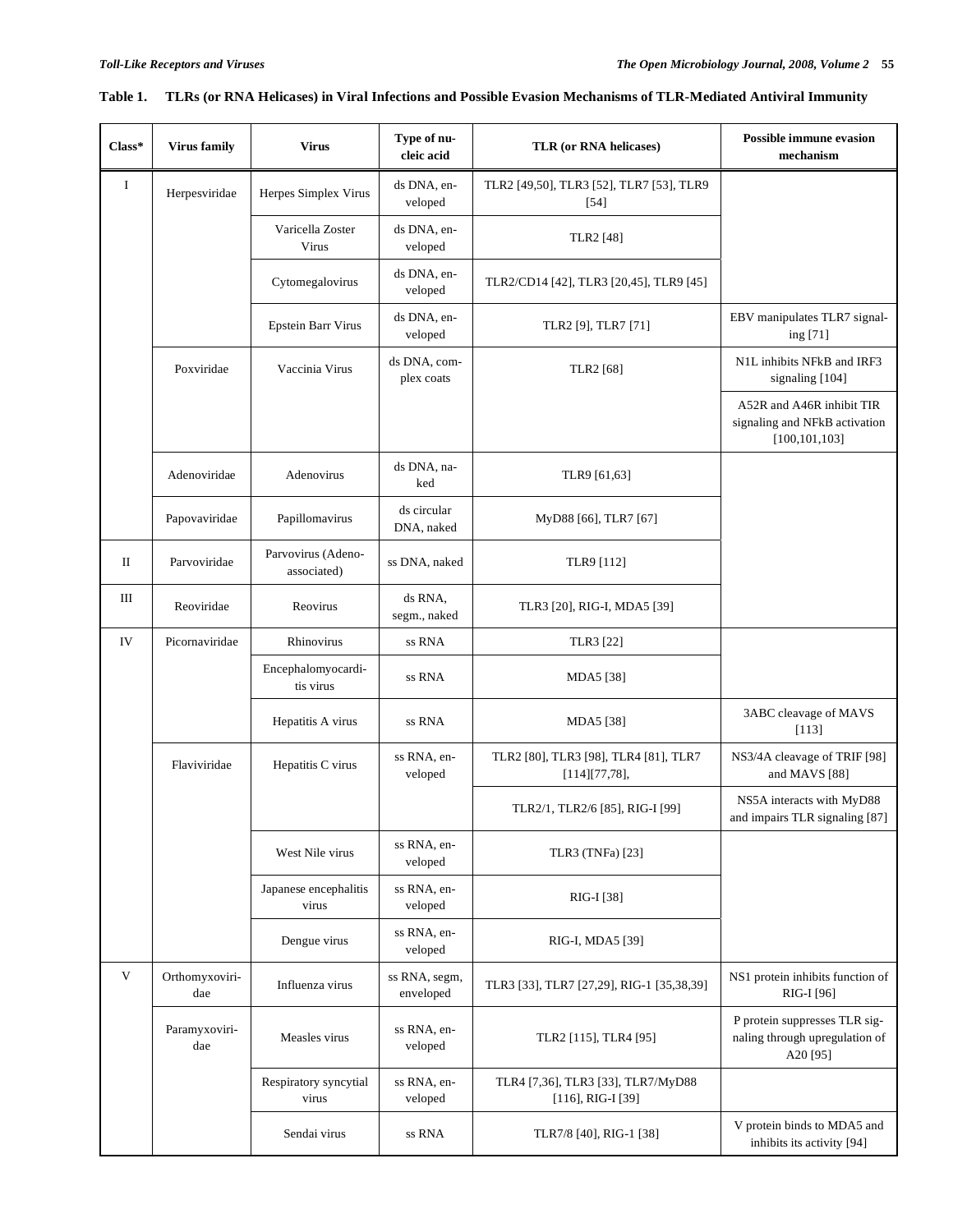**Table 1. TLRs (or RNA Helicases) in Viral Infections and Possible Evasion Mechanisms of TLR-Mediated Antiviral Immunity**

| Class* | Virus family | Virus | Type of nucleic acid | TLR (or RNA helicases) | Possible immune evasion mechanism |
|---|---|---|---|---|---|
| I | Herpesviridae | Herpes Simplex Virus | ds DNA, enveloped | TLR2 [49,50], TLR3 [52], TLR7 [53], TLR9 [54] | |
| | | Varicella Zoster Virus | ds DNA, enveloped | TLR2 [48] | |
| | | Cytomegalovirus | ds DNA, enveloped | TLR2/CD14 [42], TLR3 [20,45], TLR9 [45] | |
| | | Epstein Barr Virus | ds DNA, enveloped | TLR2 [9], TLR7 [71] | EBV manipulates TLR7 signaling [71] |
| | Poxviridae | Vaccinia Virus | ds DNA, complex coats | TLR2 [68] | N1L inhibits NFkB and IRF3 signaling [104] |
| | | | | | A52R and A46R inhibit TIR signaling and NFkB activation [100,101,103] |
| | Adenoviridae | Adenovirus | ds DNA, naked | TLR9 [61,63] | |
| | Papovaviridae | Papillomavirus | ds circular DNA, naked | MyD88 [66], TLR7 [67] | |
| II | Parvoviridae | Parvovirus (Adeno-associated) | ss DNA, naked | TLR9 [112] | |
| III | Reoviridae | Reovirus | ds RNA, segm., naked | TLR3 [20], RIG-I, MDA5 [39] | |
| IV | Picornaviridae | Rhinovirus | ss RNA | TLR3 [22] | |
| | | Encephalomyocarditis virus | ss RNA | MDA5 [38] | |
| | | Hepatitis A virus | ss RNA | MDA5 [38] | 3ABC cleavage of MAVS [113] |
| | Flaviviridae | Hepatitis C virus | ss RNA, enveloped | TLR2 [80], TLR3 [98], TLR4 [81], TLR7 [114][77,78], | NS3/4A cleavage of TRIF [98] and MAVS [88] |
| | | | | TLR2/1, TLR2/6 [85], RIG-I [99] | NS5A interacts with MyD88 and impairs TLR signaling [87] |
| | | West Nile virus | ss RNA, enveloped | TLR3 (TNFa) [23] | |
| | | Japanese encephalitis virus | ss RNA, enveloped | RIG-I [38] | |
| | | Dengue virus | ss RNA, enveloped | RIG-I, MDA5 [39] | |
| V | Orthomyxoviridae | Influenza virus | ss RNA, segm, enveloped | TLR3 [33], TLR7 [27,29], RIG-1 [35,38,39] | NS1 protein inhibits function of RIG-I [96] |
| | Paramyxoviridae | Measles virus | ss RNA, enveloped | TLR2 [115], TLR4 [95] | P protein suppresses TLR signaling through upregulation of A20 [95] |
| | | Respiratory syncytial virus | ss RNA, enveloped | TLR4 [7,36], TLR3 [33], TLR7/MyD88 [116], RIG-I [39] | |
| | | Sendai virus | ss RNA | TLR7/8 [40], RIG-1 [38] | V protein binds to MDA5 and inhibits its activity [94] |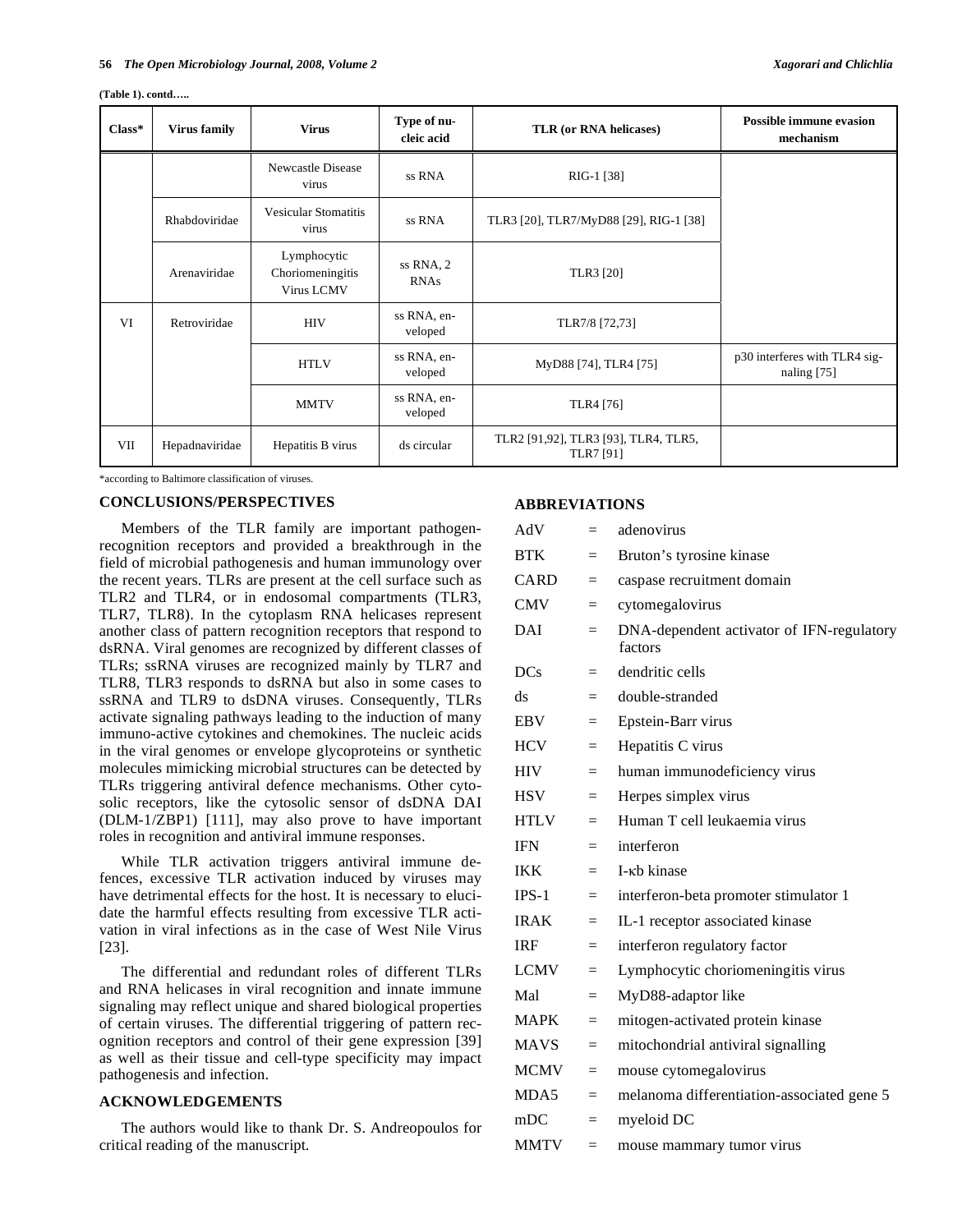**(Table 1). contd…..**

| Class* | Virus family | Virus | Type of nucleic acid | TLR (or RNA helicases) | Possible immune evasion mechanism |
|---|---|---|---|---|---|
| | | Newcastle Disease virus | ss RNA | RIG-1 [38] | |
| | Rhabdoviridae | Vesicular Stomatitis virus | ss RNA | TLR3 [20], TLR7/MyD88 [29], RIG-1 [38] | |
| | Arenaviridae | Lymphocytic Choriomeningitis Virus LCMV | ss RNA, 2 RNAs | TLR3 [20] | |
| VI | Retroviridae | HIV | ss RNA, enveloped | TLR7/8 [72,73] | |
| | | HTLV | ss RNA, enveloped | MyD88 [74], TLR4 [75] | p30 interferes with TLR4 signaling [75] |
| | | MMTV | ss RNA, enveloped | TLR4 [76] | |
| VII | Hepadnaviridae | Hepatitis B virus | ds circular | TLR2 [91,92], TLR3 [93], TLR4, TLR5, TLR7 [91] | |

*according to Baltimore classification of viruses.

## CONCLUSIONS/PERSPECTIVES

Members of the TLR family are important pathogen-recognition receptors and provided a breakthrough in the field of microbial pathogenesis and human immunology over the recent years. TLRs are present at the cell surface such as TLR2 and TLR4, or in endosomal compartments (TLR3, TLR7, TLR8). In the cytoplasm RNA helicases represent another class of pattern recognition receptors that respond to dsRNA. Viral genomes are recognized by different classes of TLRs; ssRNA viruses are recognized mainly by TLR7 and TLR8, TLR3 responds to dsRNA but also in some cases to ssRNA and TLR9 to dsDNA viruses. Consequently, TLRs activate signaling pathways leading to the induction of many immuno-active cytokines and chemokines. The nucleic acids in the viral genomes or envelope glycoproteins or synthetic molecules mimicking microbial structures can be detected by TLRs triggering antiviral defence mechanisms. Other cytosolic receptors, like the cytosolic sensor of dsDNA DAI (DLM-1/ZBP1) [111], may also prove to have important roles in recognition and antiviral immune responses.

While TLR activation triggers antiviral immune defences, excessive TLR activation induced by viruses may have detrimental effects for the host. It is necessary to elucidate the harmful effects resulting from excessive TLR activation in viral infections as in the case of West Nile Virus [23].

The differential and redundant roles of different TLRs and RNA helicases in viral recognition and innate immune signaling may reflect unique and shared biological properties of certain viruses. The differential triggering of pattern recognition receptors and control of their gene expression [39] as well as their tissue and cell-type specificity may impact pathogenesis and infection.

## ACKNOWLEDGEMENTS

The authors would like to thank Dr. S. Andreopoulos for critical reading of the manuscript.

## ABBREVIATIONS

| | | |
|---|---|---|
| AdV | = | adenovirus |
| BTK | = | Bruton's tyrosine kinase |
| CARD | = | caspase recruitment domain |
| CMV | = | cytomegalovirus |
| DAI | = | DNA-dependent activator of IFN-regulatory factors |
| DCs | = | dendritic cells |
| ds | = | double-stranded |
| EBV | = | Epstein-Barr virus |
| HCV | = | Hepatitis C virus |
| HIV | = | human immunodeficiency virus |
| HSV | = | Herpes simplex virus |
| HTLV | = | Human T cell leukaemia virus |
| IFN | = | interferon |
| IKK | = | I-κb kinase |
| IPS-1 | = | interferon-beta promoter stimulator 1 |
| IRAK | = | IL-1 receptor associated kinase |
| IRF | = | interferon regulatory factor |
| LCMV | = | Lymphocytic choriomeningitis virus |
| Mal | = | MyD88-adaptor like |
| MAPK | = | mitogen-activated protein kinase |
| MAVS | = | mitochondrial antiviral signalling |
| MCMV | = | mouse cytomegalovirus |
| MDA5 | = | melanoma differentiation-associated gene 5 |
| mDC | = | myeloid DC |
| MMTV | = | mouse mammary tumor virus |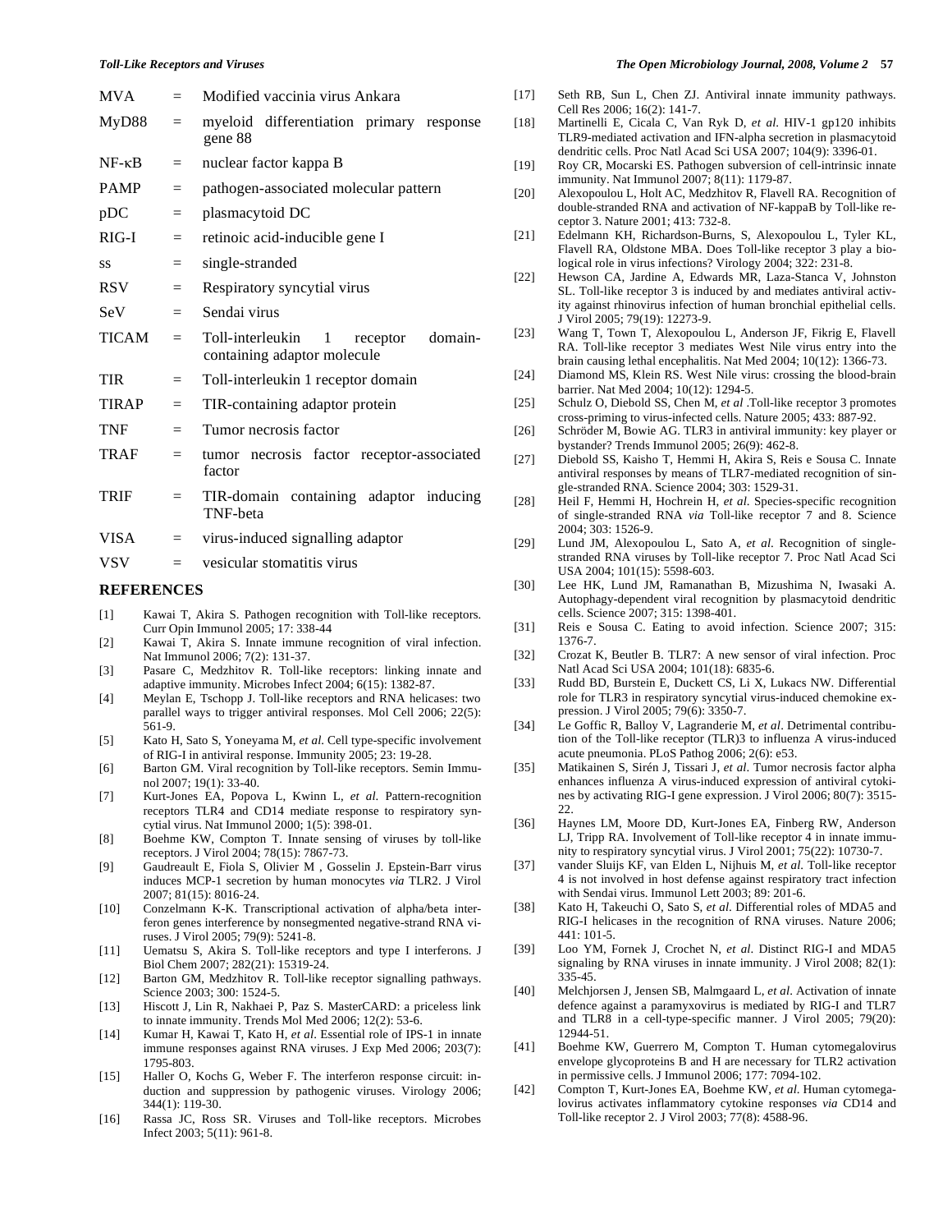| | | |
|---|---|---|
| MVA | = | Modified vaccinia virus Ankara |
| MyD88 | = | myeloid differentiation primary response gene 88 |
| NF-κB | = | nuclear factor kappa B |
| PAMP | = | pathogen-associated molecular pattern |
| pDC | = | plasmacytoid DC |
| RIG-I | = | retinoic acid-inducible gene I |
| ss | = | single-stranded |
| RSV | = | Respiratory syncytial virus |
| SeV | = | Sendai virus |
| TICAM | = | Toll-interleukin 1 receptor domain-containing adaptor molecule |
| TIR | = | Toll-interleukin 1 receptor domain |
| TIRAP | = | TIR-containing adaptor protein |
| TNF | = | Tumor necrosis factor |
| TRAF | = | tumor necrosis factor receptor-associated factor |
| TRIF | = | TIR-domain containing adaptor inducing TNF-beta |
| VISA | = | virus-induced signalling adaptor |
| VSV | = | vesicular stomatitis virus |

## REFERENCES

[1] Kawai T, Akira S. Pathogen recognition with Toll-like receptors. Curr Opin Immunol 2005; 17: 338-44

[2] Kawai T, Akira S. Innate immune recognition of viral infection. Nat Immunol 2006; 7(2): 131-37.

[3] Pasare C, Medzhitov R. Toll-like receptors: linking innate and adaptive immunity. Microbes Infect 2004; 6(15): 1382-87.

[4] Meylan E, Tschopp J. Toll-like receptors and RNA helicases: two parallel ways to trigger antiviral responses. Mol Cell 2006; 22(5): 561-9.

[5] Kato H, Sato S, Yoneyama M, *et al*. Cell type-specific involvement of RIG-I in antiviral response. Immunity 2005; 23: 19-28.

[6] Barton GM. Viral recognition by Toll-like receptors. Semin Immunol 2007; 19(1): 33-40.

[7] Kurt-Jones EA, Popova L, Kwinn L, *et al*. Pattern-recognition receptors TLR4 and CD14 mediate response to respiratory syncytial virus. Nat Immunol 2000; 1(5): 398-01.

[8] Boehme KW, Compton T. Innate sensing of viruses by toll-like receptors. J Virol 2004; 78(15): 7867-73.

[9] Gaudreault E, Fiola S, Olivier M , Gosselin J. Epstein-Barr virus induces MCP-1 secretion by human monocytes *via* TLR2. J Virol 2007; 81(15): 8016-24.

[10] Conzelmann K-K. Transcriptional activation of alpha/beta interferon genes interference by nonsegmented negative-strand RNA viruses. J Virol 2005; 79(9): 5241-8.

[11] Uematsu S, Akira S. Toll-like receptors and type I interferons. J Biol Chem 2007; 282(21): 15319-24.

[12] Barton GM, Medzhitov R. Toll-like receptor signalling pathways. Science 2003; 300: 1524-5.

[13] Hiscott J, Lin R, Nakhaei P, Paz S. MasterCARD: a priceless link to innate immunity. Trends Mol Med 2006; 12(2): 53-6.

[14] Kumar H, Kawai T, Kato H, *et al*. Essential role of IPS-1 in innate immune responses against RNA viruses. J Exp Med 2006; 203(7): 1795-803.

[15] Haller O, Kochs G, Weber F. The interferon response circuit: induction and suppression by pathogenic viruses. Virology 2006; 344(1): 119-30.

[16] Rassa JC, Ross SR. Viruses and Toll-like receptors. Microbes Infect 2003; 5(11): 961-8.

[17] Seth RB, Sun L, Chen ZJ. Antiviral innate immunity pathways. Cell Res 2006; 16(2): 141-7.

[18] Martinelli E, Cicala C, Van Ryk D, *et al*. HIV-1 gp120 inhibits TLR9-mediated activation and IFN-alpha secretion in plasmacytoid dendritic cells. Proc Natl Acad Sci USA 2007; 104(9): 3396-01.

[19] Roy CR, Mocarski ES. Pathogen subversion of cell-intrinsic innate immunity. Nat Immunol 2007; 8(11): 1179-87.

[20] Alexopoulou L, Holt AC, Medzhitov R, Flavell RA. Recognition of double-stranded RNA and activation of NF-kappaB by Toll-like receptor 3. Nature 2001; 413: 732-8.

[21] Edelmann KH, Richardson-Burns, S, Alexopoulou L, Tyler KL, Flavell RA, Oldstone MBA. Does Toll-like receptor 3 play a biological role in virus infections? Virology 2004; 322: 231-8.

[22] Hewson CA, Jardine A, Edwards MR, Laza-Stanca V, Johnston SL. Toll-like receptor 3 is induced by and mediates antiviral activity against rhinovirus infection of human bronchial epithelial cells. J Virol 2005; 79(19): 12273-9.

[23] Wang T, Town T, Alexopoulou L, Anderson JF, Fikrig E, Flavell RA. Toll-like receptor 3 mediates West Nile virus entry into the brain causing lethal encephalitis. Nat Med 2004; 10(12): 1366-73.

[24] Diamond MS, Klein RS. West Nile virus: crossing the blood-brain barrier. Nat Med 2004; 10(12): 1294-5.

[25] Schulz O, Diebold SS, Chen M, *et al* .Toll-like receptor 3 promotes cross-priming to virus-infected cells. Nature 2005; 433: 887-92.

[26] Schröder M, Bowie AG. TLR3 in antiviral immunity: key player or bystander? Trends Immunol 2005; 26(9): 462-8.

[27] Diebold SS, Kaisho T, Hemmi H, Akira S, Reis e Sousa C. Innate antiviral responses by means of TLR7-mediated recognition of single-stranded RNA. Science 2004; 303: 1529-31.

[28] Heil F, Hemmi H, Hochrein H, *et al*. Species-specific recognition of single-stranded RNA *via* Toll-like receptor 7 and 8. Science 2004; 303: 1526-9.

[29] Lund JM, Alexopoulou L, Sato A, *et al*. Recognition of single-stranded RNA viruses by Toll-like receptor 7. Proc Natl Acad Sci USA 2004; 101(15): 5598-603.

[30] Lee HK, Lund JM, Ramanathan B, Mizushima N, Iwasaki A. Autophagy-dependent viral recognition by plasmacytoid dendritic cells. Science 2007; 315: 1398-401.

[31] Reis e Sousa C. Eating to avoid infection. Science 2007; 315: 1376-7.

[32] Crozat K, Beutler B. TLR7: A new sensor of viral infection. Proc Natl Acad Sci USA 2004; 101(18): 6835-6.

[33] Rudd BD, Burstein E, Duckett CS, Li X, Lukacs NW. Differential role for TLR3 in respiratory syncytial virus-induced chemokine expression. J Virol 2005; 79(6): 3350-7.

[34] Le Goffic R, Balloy V, Lagranderie M, *et al*. Detrimental contribution of the Toll-like receptor (TLR)3 to influenza A virus-induced acute pneumonia. PLoS Pathog 2006; 2(6): e53.

[35] Matikainen S, Sirén J, Tissari J, *et al*. Tumor necrosis factor alpha enhances influenza A virus-induced expression of antiviral cytokines by activating RIG-I gene expression. J Virol 2006; 80(7): 3515-22.

[36] Haynes LM, Moore DD, Kurt-Jones EA, Finberg RW, Anderson LJ, Tripp RA. Involvement of Toll-like receptor 4 in innate immunity to respiratory syncytial virus. J Virol 2001; 75(22): 10730-7.

[37] vander Sluijs KF, van Elden L, Nijhuis M, *et al*. Toll-like receptor 4 is not involved in host defense against respiratory tract infection with Sendai virus. Immunol Lett 2003; 89: 201-6.

[38] Kato H, Takeuchi O, Sato S, *et al*. Differential roles of MDA5 and RIG-I helicases in the recognition of RNA viruses. Nature 2006; 441: 101-5.

[39] Loo YM, Fornek J, Crochet N, *et al*. Distinct RIG-I and MDA5 signaling by RNA viruses in innate immunity. J Virol 2008; 82(1): 335-45.

[40] Melchjorsen J, Jensen SB, Malmgaard L, *et al*. Activation of innate defence against a paramyxovirus is mediated by RIG-I and TLR7 and TLR8 in a cell-type-specific manner. J Virol 2005; 79(20): 12944-51.

[41] Boehme KW, Guerrero M, Compton T. Human cytomegalovirus envelope glycoproteins B and H are necessary for TLR2 activation in permissive cells. J Immunol 2006; 177: 7094-102.

[42] Compton T, Kurt-Jones EA, Boehme KW, *et al*. Human cytomegalovirus activates inflammatory cytokine responses *via* CD14 and Toll-like receptor 2. J Virol 2003; 77(8): 4588-96.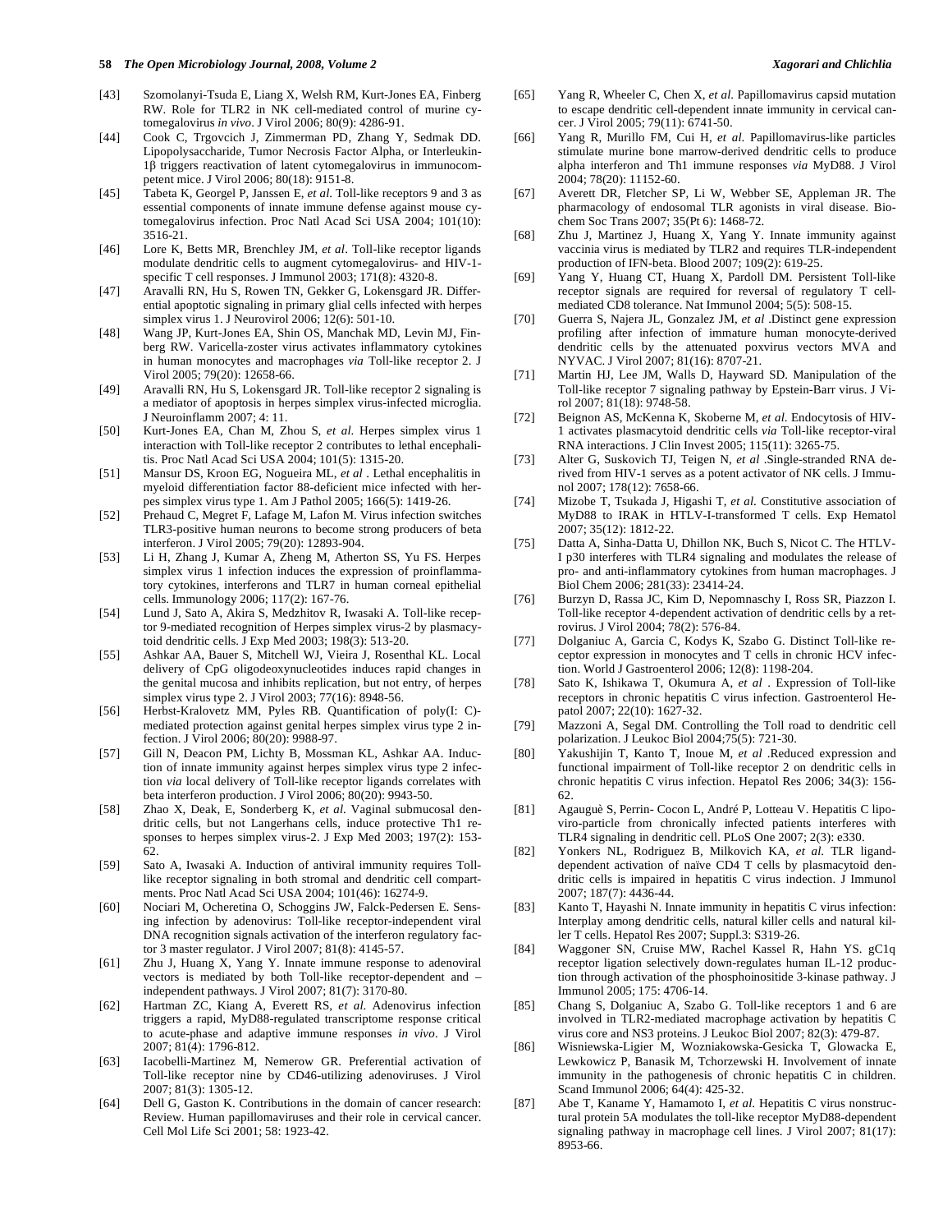[43] Szomolanyi-Tsuda E, Liang X, Welsh RM, Kurt-Jones EA, Finberg RW. Role for TLR2 in NK cell-mediated control of murine cytomegalovirus *in vivo*. J Virol 2006; 80(9): 4286-91.

[44] Cook C, Trgovcich J, Zimmerman PD, Zhang Y, Sedmak DD. Lipopolysaccharide, Tumor Necrosis Factor Alpha, or Interleukin-1β triggers reactivation of latent cytomegalovirus in immunocompetent mice. J Virol 2006; 80(18): 9151-8.

[45] Tabeta K, Georgel P, Janssen E, *et al.* Toll-like receptors 9 and 3 as essential components of innate immune defense against mouse cytomegalovirus infection. Proc Natl Acad Sci USA 2004; 101(10): 3516-21.

[46] Lore K, Betts MR, Brenchley JM, *et al*. Toll-like receptor ligands modulate dendritic cells to augment cytomegalovirus- and HIV-1-specific T cell responses. J Immunol 2003; 171(8): 4320-8.

[47] Aravalli RN, Hu S, Rowen TN, Gekker G, Lokensgard JR. Differential apoptotic signaling in primary glial cells infected with herpes simplex virus 1. J Neurovirol 2006; 12(6): 501-10.

[48] Wang JP, Kurt-Jones EA, Shin OS, Manchak MD, Levin MJ, Finberg RW. Varicella-zoster virus activates inflammatory cytokines in human monocytes and macrophages *via* Toll-like receptor 2. J Virol 2005; 79(20): 12658-66.

[49] Aravalli RN, Hu S, Lokensgard JR. Toll-like receptor 2 signaling is a mediator of apoptosis in herpes simplex virus-infected microglia. J Neuroinflamm 2007; 4: 11.

[50] Kurt-Jones EA, Chan M, Zhou S, *et al.* Herpes simplex virus 1 interaction with Toll-like receptor 2 contributes to lethal encephalitis. Proc Natl Acad Sci USA 2004; 101(5): 1315-20.

[51] Mansur DS, Kroon EG, Nogueira ML, *et al* . Lethal encephalitis in myeloid differentiation factor 88-deficient mice infected with herpes simplex virus type 1. Am J Pathol 2005; 166(5): 1419-26.

[52] Prehaud C, Megret F, Lafage M, Lafon M. Virus infection switches TLR3-positive human neurons to become strong producers of beta interferon. J Virol 2005; 79(20): 12893-904.

[53] Li H, Zhang J, Kumar A, Zheng M, Atherton SS, Yu FS. Herpes simplex virus 1 infection induces the expression of proinflammatory cytokines, interferons and TLR7 in human corneal epithelial cells. Immunology 2006; 117(2): 167-76.

[54] Lund J, Sato A, Akira S, Medzhitov R, Iwasaki A. Toll-like receptor 9-mediated recognition of Herpes simplex virus-2 by plasmacytoid dendritic cells. J Exp Med 2003; 198(3): 513-20.

[55] Ashkar AA, Bauer S, Mitchell WJ, Vieira J, Rosenthal KL. Local delivery of CpG oligodeoxynucleotides induces rapid changes in the genital mucosa and inhibits replication, but not entry, of herpes simplex virus type 2. J Virol 2003; 77(16): 8948-56.

[56] Herbst-Kralovetz MM, Pyles RB. Quantification of poly(I: C)-mediated protection against genital herpes simplex virus type 2 infection. J Virol 2006; 80(20): 9988-97.

[57] Gill N, Deacon PM, Lichty B, Mossman KL, Ashkar AA. Induction of innate immunity against herpes simplex virus type 2 infection *via* local delivery of Toll-like receptor ligands correlates with beta interferon production. J Virol 2006; 80(20): 9943-50.

[58] Zhao X, Deak, E, Sonderberg K, *et al.* Vaginal submucosal dendritic cells, but not Langerhans cells, induce protective Th1 responses to herpes simplex virus-2. J Exp Med 2003; 197(2): 153-62.

[59] Sato A, Iwasaki A. Induction of antiviral immunity requires Toll-like receptor signaling in both stromal and dendritic cell compartments. Proc Natl Acad Sci USA 2004; 101(46): 16274-9.

[60] Nociari M, Ocheretina O, Schoggins JW, Falck-Pedersen E. Sensing infection by adenovirus: Toll-like receptor-independent viral DNA recognition signals activation of the interferon regulatory factor 3 master regulator. J Virol 2007; 81(8): 4145-57.

[61] Zhu J, Huang X, Yang Y. Innate immune response to adenoviral vectors is mediated by both Toll-like receptor-dependent and –independent pathways. J Virol 2007; 81(7): 3170-80.

[62] Hartman ZC, Kiang A, Everett RS, *et al.* Adenovirus infection triggers a rapid, MyD88-regulated transcriptome response critical to acute-phase and adaptive immune responses *in vivo*. J Virol 2007; 81(4): 1796-812.

[63] Iacobelli-Martinez M, Nemerow GR. Preferential activation of Toll-like receptor nine by CD46-utilizing adenoviruses. J Virol 2007; 81(3): 1305-12.

[64] Dell G, Gaston K. Contributions in the domain of cancer research: Review. Human papillomaviruses and their role in cervical cancer. Cell Mol Life Sci 2001; 58: 1923-42.

[65] Yang R, Wheeler C, Chen X, *et al.* Papillomavirus capsid mutation to escape dendritic cell-dependent innate immunity in cervical cancer. J Virol 2005; 79(11): 6741-50.

[66] Yang R, Murillo FM, Cui H, *et al.* Papillomavirus-like particles stimulate murine bone marrow-derived dendritic cells to produce alpha interferon and Th1 immune responses *via* MyD88. J Virol 2004; 78(20): 11152-60.

[67] Averett DR, Fletcher SP, Li W, Webber SE, Appleman JR. The pharmacology of endosomal TLR agonists in viral disease. Biochem Soc Trans 2007; 35(Pt 6): 1468-72.

[68] Zhu J, Martinez J, Huang X, Yang Y. Innate immunity against vaccinia virus is mediated by TLR2 and requires TLR-independent production of IFN-beta. Blood 2007; 109(2): 619-25.

[69] Yang Y, Huang CT, Huang X, Pardoll DM. Persistent Toll-like receptor signals are required for reversal of regulatory T cell-mediated CD8 tolerance. Nat Immunol 2004; 5(5): 508-15.

[70] Guerra S, Najera JL, Gonzalez JM, *et al* .Distinct gene expression profiling after infection of immature human monocyte-derived dendritic cells by the attenuated poxvirus vectors MVA and NYVAC. J Virol 2007; 81(16): 8707-21.

[71] Martin HJ, Lee JM, Walls D, Hayward SD. Manipulation of the Toll-like receptor 7 signaling pathway by Epstein-Barr virus. J Virol 2007; 81(18): 9748-58.

[72] Beignon AS, McKenna K, Skoberne M, *et al.* Endocytosis of HIV-1 activates plasmacytoid dendritic cells *via* Toll-like receptor-viral RNA interactions. J Clin Invest 2005; 115(11): 3265-75.

[73] Alter G, Suskovich TJ, Teigen N, *et al* .Single-stranded RNA derived from HIV-1 serves as a potent activator of NK cells. J Immunol 2007; 178(12): 7658-66.

[74] Mizobe T, Tsukada J, Higashi T, *et al.* Constitutive association of MyD88 to IRAK in HTLV-I-transformed T cells. Exp Hematol 2007; 35(12): 1812-22.

[75] Datta A, Sinha-Datta U, Dhillon NK, Buch S, Nicot C. The HTLV-I p30 interferes with TLR4 signaling and modulates the release of pro- and anti-inflammatory cytokines from human macrophages. J Biol Chem 2006; 281(33): 23414-24.

[76] Burzyn D, Rassa JC, Kim D, Nepomnaschy I, Ross SR, Piazzon I. Toll-like receptor 4-dependent activation of dendritic cells by a retrovirus. J Virol 2004; 78(2): 576-84.

[77] Dolganiuc A, Garcia C, Kodys K, Szabo G. Distinct Toll-like receptor expression in monocytes and T cells in chronic HCV infection. World J Gastroenterol 2006; 12(8): 1198-204.

[78] Sato K, Ishikawa T, Okumura A, *et al* . Expression of Toll-like receptors in chronic hepatitis C virus infection. Gastroenterol Hepatol 2007; 22(10): 1627-32.

[79] Mazzoni A, Segal DM. Controlling the Toll road to dendritic cell polarization. J Leukoc Biol 2004;75(5): 721-30.

[80] Yakushijin T, Kanto T, Inoue M, *et al* .Reduced expression and functional impairment of Toll-like receptor 2 on dendritic cells in chronic hepatitis C virus infection. Hepatol Res 2006; 34(3): 156-62.

[81] Agauguè S, Perrin- Cocon L, André P, Lotteau V. Hepatitis C lipo-viro-particle from chronically infected patients interferes with TLR4 signaling in dendritic cell. PLoS One 2007; 2(3): e330.

[82] Yonkers NL, Rodriguez B, Milkovich KA, *et al.* TLR ligand-dependent activation of naïve CD4 T cells by plasmacytoid dendritic cells is impaired in hepatitis C virus indection. J Immunol 2007; 187(7): 4436-44.

[83] Kanto T, Hayashi N. Innate immunity in hepatitis C virus infection: Interplay among dendritic cells, natural killer cells and natural killer T cells. Hepatol Res 2007; Suppl.3: S319-26.

[84] Waggoner SN, Cruise MW, Rachel Kassel R, Hahn YS. gC1q receptor ligation selectively down-regulates human IL-12 production through activation of the phosphoinositide 3-kinase pathway. J Immunol 2005; 175: 4706-14.

[85] Chang S, Dolganiuc A, Szabo G. Toll-like receptors 1 and 6 are involved in TLR2-mediated macrophage activation by hepatitis C virus core and NS3 proteins. J Leukoc Biol 2007; 82(3): 479-87.

[86] Wisniewska-Ligier M, Wozniakowska-Gesicka T, Glowacka E, Lewkowicz P, Banasik M, Tchorzewski H. Involvement of innate immunity in the pathogenesis of chronic hepatitis C in children. Scand Immunol 2006; 64(4): 425-32.

[87] Abe T, Kaname Y, Hamamoto I, *et al.* Hepatitis C virus nonstructural protein 5A modulates the toll-like receptor MyD88-dependent signaling pathway in macrophage cell lines. J Virol 2007; 81(17): 8953-66.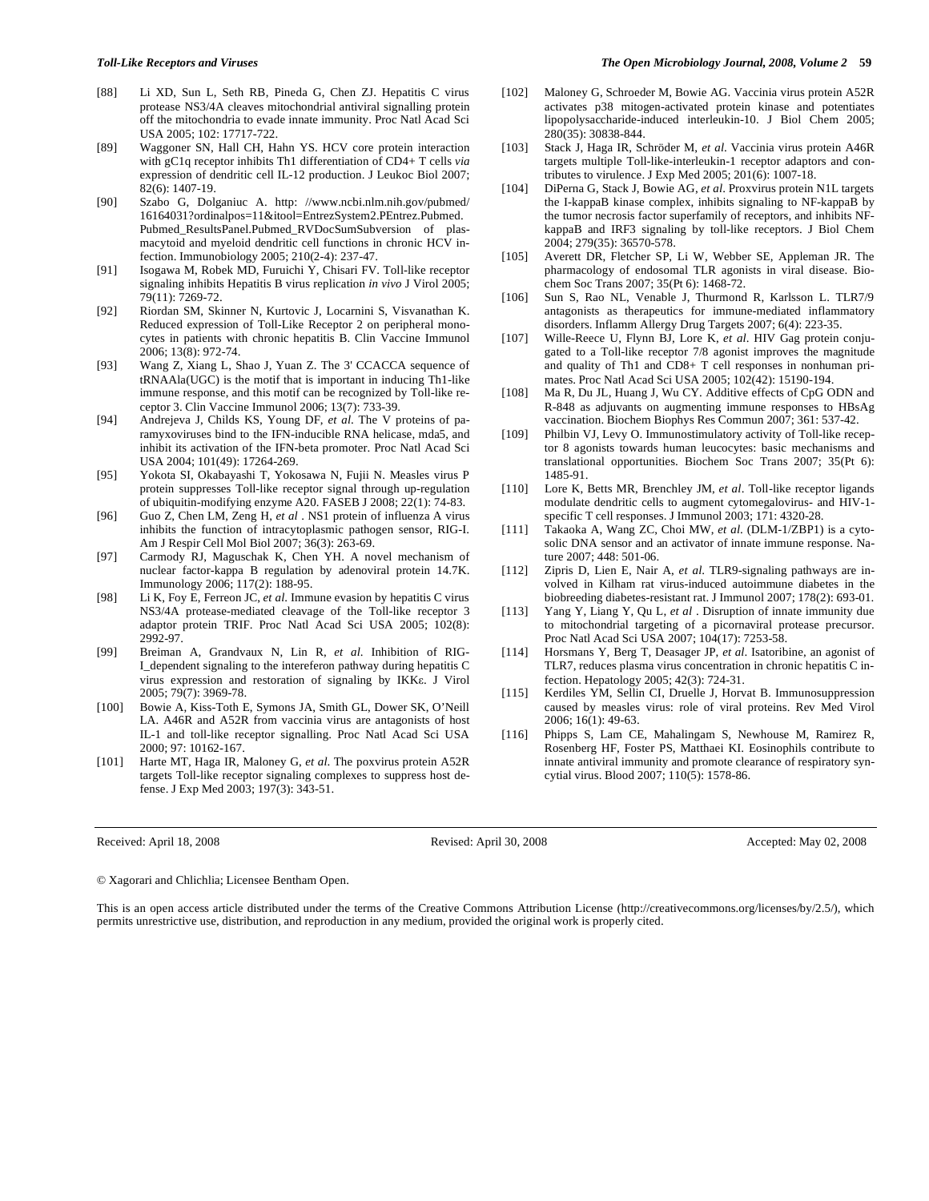[88] Li XD, Sun L, Seth RB, Pineda G, Chen ZJ. Hepatitis C virus protease NS3/4A cleaves mitochondrial antiviral signalling protein off the mitochondria to evade innate immunity. Proc Natl Acad Sci USA 2005; 102: 17717-722.

[89] Waggoner SN, Hall CH, Hahn YS. HCV core protein interaction with gC1q receptor inhibits Th1 differentiation of CD4+ T cells *via* expression of dendritic cell IL-12 production. J Leukoc Biol 2007; 82(6): 1407-19.

[90] Szabo G, Dolganiuc A. http: //www.ncbi.nlm.nih.gov/pubmed/16164031?ordinalpos=11&itool=EntrezSystem2.PEntrez.Pubmed.Pubmed_ResultsPanel.Pubmed_RVDocSumSubversion of plasmacytoid and myeloid dendritic cell functions in chronic HCV infection. Immunobiology 2005; 210(2-4): 237-47.

[91] Isogawa M, Robek MD, Furuichi Y, Chisari FV. Toll-like receptor signaling inhibits Hepatitis B virus replication *in vivo* J Virol 2005; 79(11): 7269-72.

[92] Riordan SM, Skinner N, Kurtovic J, Locarnini S, Visvanathan K. Reduced expression of Toll-Like Receptor 2 on peripheral monocytes in patients with chronic hepatitis B. Clin Vaccine Immunol 2006; 13(8): 972-74.

[93] Wang Z, Xiang L, Shao J, Yuan Z. The 3' CCACCA sequence of tRNAAla(UGC) is the motif that is important in inducing Th1-like immune response, and this motif can be recognized by Toll-like receptor 3. Clin Vaccine Immunol 2006; 13(7): 733-39.

[94] Andrejeva J, Childs KS, Young DF, *et al*. The V proteins of paramyxoviruses bind to the IFN-inducible RNA helicase, mda5, and inhibit its activation of the IFN-beta promoter. Proc Natl Acad Sci USA 2004; 101(49): 17264-269.

[95] Yokota SI, Okabayashi T, Yokosawa N, Fujii N. Measles virus P protein suppresses Toll-like receptor signal through up-regulation of ubiquitin-modifying enzyme A20. FASEB J 2008; 22(1): 74-83.

[96] Guo Z, Chen LM, Zeng H, *et al* . NS1 protein of influenza A virus inhibits the function of intracytoplasmic pathogen sensor, RIG-I. Am J Respir Cell Mol Biol 2007; 36(3): 263-69.

[97] Carmody RJ, Maguschak K, Chen YH. A novel mechanism of nuclear factor-kappa B regulation by adenoviral protein 14.7K. Immunology 2006; 117(2): 188-95.

[98] Li K, Foy E, Ferreon JC, *et al*. Immune evasion by hepatitis C virus NS3/4A protease-mediated cleavage of the Toll-like receptor 3 adaptor protein TRIF. Proc Natl Acad Sci USA 2005; 102(8): 2992-97.

[99] Breiman A, Grandvaux N, Lin R, *et al*. Inhibition of RIG-I_dependent signaling to the intereferon pathway during hepatitis C virus expression and restoration of signaling by IKKε. J Virol 2005; 79(7): 3969-78.

[100] Bowie A, Kiss-Toth E, Symons JA, Smith GL, Dower SK, O'Neill LA. A46R and A52R from vaccinia virus are antagonists of host IL-1 and toll-like receptor signalling. Proc Natl Acad Sci USA 2000; 97: 10162-167.

[101] Harte MT, Haga IR, Maloney G, *et al*. The poxvirus protein A52R targets Toll-like receptor signaling complexes to suppress host defense. J Exp Med 2003; 197(3): 343-51.

[102] Maloney G, Schroeder M, Bowie AG. Vaccinia virus protein A52R activates p38 mitogen-activated protein kinase and potentiates lipopolysaccharide-induced interleukin-10. J Biol Chem 2005; 280(35): 30838-844.

[103] Stack J, Haga IR, Schröder M, *et al*. Vaccinia virus protein A46R targets multiple Toll-like-interleukin-1 receptor adaptors and contributes to virulence. J Exp Med 2005; 201(6): 1007-18.

[104] DiPerna G, Stack J, Bowie AG, *et al*. Proxvirus protein N1L targets the I-kappaB kinase complex, inhibits signaling to NF-kappaB by the tumor necrosis factor superfamily of receptors, and inhibits NF-kappaB and IRF3 signaling by toll-like receptors. J Biol Chem 2004; 279(35): 36570-578.

[105] Averett DR, Fletcher SP, Li W, Webber SE, Appleman JR. The pharmacology of endosomal TLR agonists in viral disease. Biochem Soc Trans 2007; 35(Pt 6): 1468-72.

[106] Sun S, Rao NL, Venable J, Thurmond R, Karlsson L. TLR7/9 antagonists as therapeutics for immune-mediated inflammatory disorders. Inflamm Allergy Drug Targets 2007; 6(4): 223-35.

[107] Wille-Reece U, Flynn BJ, Lore K, *et al*. HIV Gag protein conjugated to a Toll-like receptor 7/8 agonist improves the magnitude and quality of Th1 and CD8+ T cell responses in nonhuman primates. Proc Natl Acad Sci USA 2005; 102(42): 15190-194.

[108] Ma R, Du JL, Huang J, Wu CY. Additive effects of CpG ODN and R-848 as adjuvants on augmenting immune responses to HBsAg vaccination. Biochem Biophys Res Commun 2007; 361: 537-42.

[109] Philbin VJ, Levy O. Immunostimulatory activity of Toll-like receptor 8 agonists towards human leucocytes: basic mechanisms and translational opportunities. Biochem Soc Trans 2007; 35(Pt 6): 1485-91.

[110] Lore K, Betts MR, Brenchley JM, *et al*. Toll-like receptor ligands modulate dendritic cells to augment cytomegalovirus- and HIV-1-specific T cell responses. J Immunol 2003; 171: 4320-28.

[111] Takaoka A, Wang ZC, Choi MW, *et al*. (DLM-1/ZBP1) is a cytosolic DNA sensor and an activator of innate immune response. Nature 2007; 448: 501-06.

[112] Zipris D, Lien E, Nair A, *et al*. TLR9-signaling pathways are involved in Kilham rat virus-induced autoimmune diabetes in the biobreeding diabetes-resistant rat. J Immunol 2007; 178(2): 693-01.

[113] Yang Y, Liang Y, Qu L, *et al* . Disruption of innate immunity due to mitochondrial targeting of a picornaviral protease precursor. Proc Natl Acad Sci USA 2007; 104(17): 7253-58.

[114] Horsmans Y, Berg T, Deasager JP, *et al*. Isatoribine, an agonist of TLR7, reduces plasma virus concentration in chronic hepatitis C infection. Hepatology 2005; 42(3): 724-31.

[115] Kerdiles YM, Sellin CI, Druelle J, Horvat B. Immunosuppression caused by measles virus: role of viral proteins. Rev Med Virol 2006; 16(1): 49-63.

[116] Phipps S, Lam CE, Mahalingam S, Newhouse M, Ramirez R, Rosenberg HF, Foster PS, Matthaei KI. Eosinophils contribute to innate antiviral immunity and promote clearance of respiratory syncytial virus. Blood 2007; 110(5): 1578-86.

---

Received: April 18, 2008    Revised: April 30, 2008    Accepted: May 02, 2008

© Xagorari and Chlichlia; Licensee Bentham Open.

This is an open access article distributed under the terms of the Creative Commons Attribution License (http://creativecommons.org/licenses/by/2.5/), which permits unrestrictive use, distribution, and reproduction in any medium, provided the original work is properly cited.